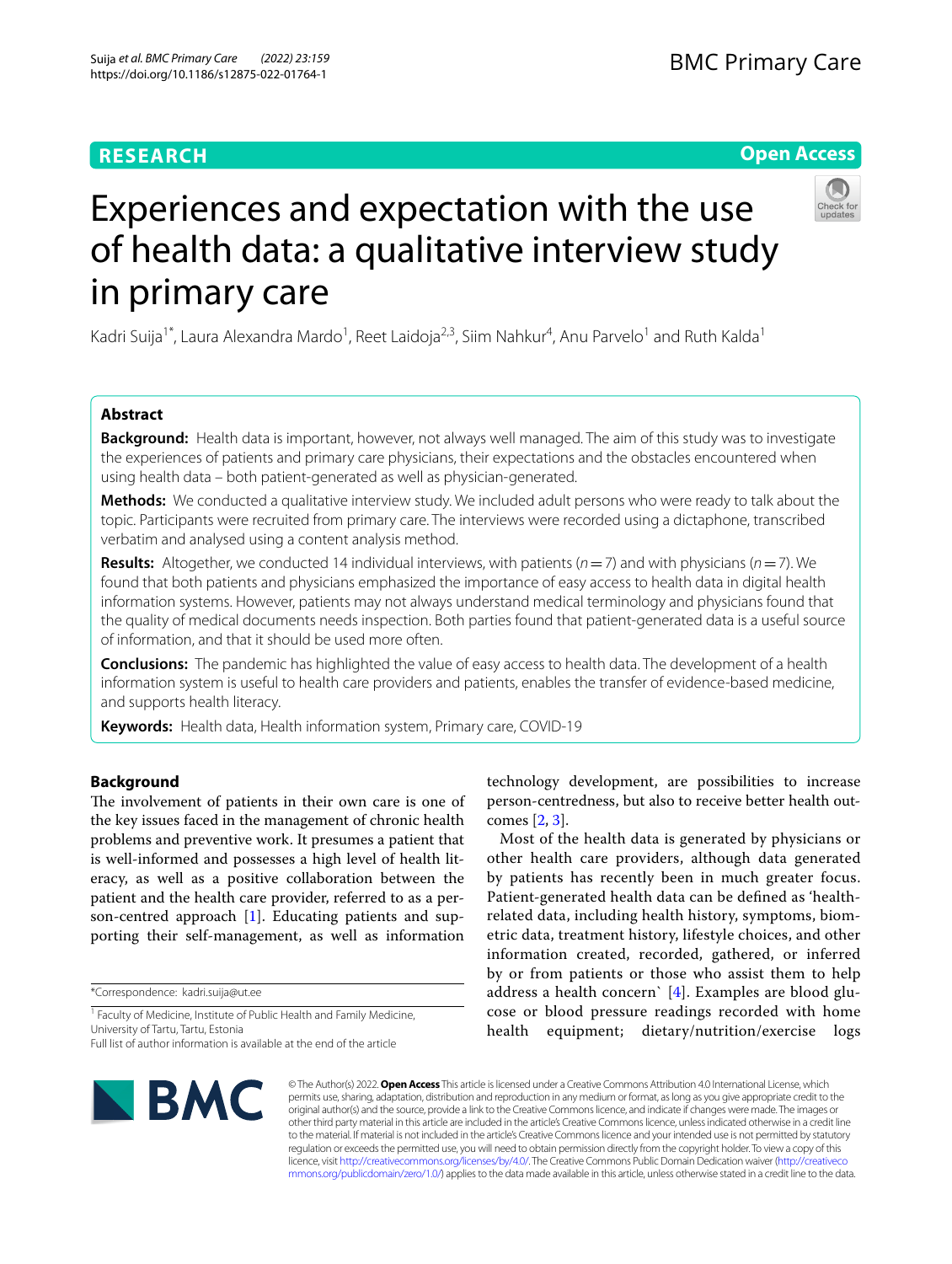**RESEARCH** **Open Access**

# Experiences and expectation with the use of health data: a qualitative interview study in primary care

Kadri Suija[1*], Laura Alexandra Mardo[1], Reet Laidoja[2,3], Siim Nahkur[4], Anu Parvelo[1] and Ruth Kalda[1]

## Abstract

**Background:** Health data is important, however, not always well managed. The aim of this study was to investigate the experiences of patients and primary care physicians, their expectations and the obstacles encountered when using health data – both patient-generated as well as physician-generated.

**Methods:** We conducted a qualitative interview study. We included adult persons who were ready to talk about the topic. Participants were recruited from primary care. The interviews were recorded using a dictaphone, transcribed verbatim and analysed using a content analysis method.

**Results:** Altogether, we conducted 14 individual interviews, with patients ($n = 7$) and with physicians ($n = 7$). We found that both patients and physicians emphasized the importance of easy access to health data in digital health information systems. However, patients may not always understand medical terminology and physicians found that the quality of medical documents needs inspection. Both parties found that patient-generated data is a useful source of information, and that it should be used more often.

**Conclusions:** The pandemic has highlighted the value of easy access to health data. The development of a health information system is useful to health care providers and patients, enables the transfer of evidence-based medicine, and supports health literacy.

**Keywords:** Health data, Health information system, Primary care, COVID-19

## Background

The involvement of patients in their own care is one of the key issues faced in the management of chronic health problems and preventive work. It presumes a patient that is well-informed and possesses a high level of health literacy, as well as a positive collaboration between the patient and the health care provider, referred to as a person-centred approach [1]. Educating patients and supporting their self-management, as well as information technology development, are possibilities to increase person-centredness, but also to receive better health outcomes [2, 3].

Most of the health data is generated by physicians or other health care providers, although data generated by patients has recently been in much greater focus. Patient-generated health data can be defined as 'health-related data, including health history, symptoms, biometric data, treatment history, lifestyle choices, and other information created, recorded, gathered, or inferred by or from patients or those who assist them to help address a health concern` [4]. Examples are blood glucose or blood pressure readings recorded with home health equipment; dietary/nutrition/exercise logs

*Correspondence: kadri.suija@ut.ee

[1] Faculty of Medicine, Institute of Public Health and Family Medicine, University of Tartu, Tartu, Estonia

Full list of author information is available at the end of the article

© The Author(s) 2022. **Open Access** This article is licensed under a Creative Commons Attribution 4.0 International License, which permits use, sharing, adaptation, distribution and reproduction in any medium or format, as long as you give appropriate credit to the original author(s) and the source, provide a link to the Creative Commons licence, and indicate if changes were made. The images or other third party material in this article are included in the article's Creative Commons licence, unless indicated otherwise in a credit line to the material. If material is not included in the article's Creative Commons licence and your intended use is not permitted by statutory regulation or exceeds the permitted use, you will need to obtain permission directly from the copyright holder. To view a copy of this licence, visit http://creativecommons.org/licenses/by/4.0/. The Creative Commons Public Domain Dedication waiver (http://creativecommons.org/publicdomain/zero/1.0/) applies to the data made available in this article, unless otherwise stated in a credit line to the data.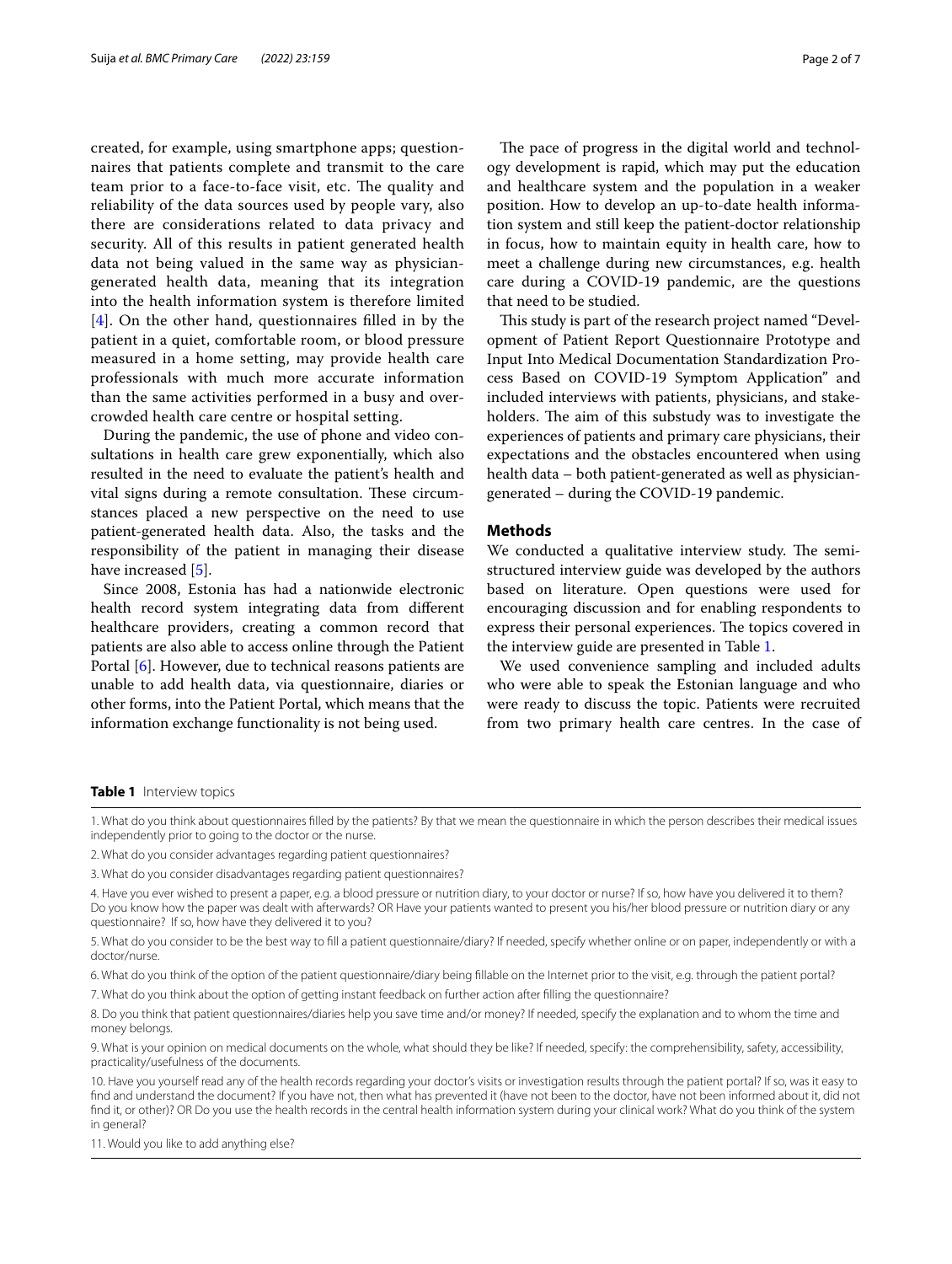created, for example, using smartphone apps; questionnaires that patients complete and transmit to the care team prior to a face-to-face visit, etc. The quality and reliability of the data sources used by people vary, also there are considerations related to data privacy and security. All of this results in patient generated health data not being valued in the same way as physician-generated health data, meaning that its integration into the health information system is therefore limited [4]. On the other hand, questionnaires filled in by the patient in a quiet, comfortable room, or blood pressure measured in a home setting, may provide health care professionals with much more accurate information than the same activities performed in a busy and overcrowded health care centre or hospital setting.

During the pandemic, the use of phone and video consultations in health care grew exponentially, which also resulted in the need to evaluate the patient's health and vital signs during a remote consultation. These circumstances placed a new perspective on the need to use patient-generated health data. Also, the tasks and the responsibility of the patient in managing their disease have increased [5].

Since 2008, Estonia has had a nationwide electronic health record system integrating data from different healthcare providers, creating a common record that patients are also able to access online through the Patient Portal [6]. However, due to technical reasons patients are unable to add health data, via questionnaire, diaries or other forms, into the Patient Portal, which means that the information exchange functionality is not being used.

The pace of progress in the digital world and technology development is rapid, which may put the education and healthcare system and the population in a weaker position. How to develop an up-to-date health information system and still keep the patient-doctor relationship in focus, how to maintain equity in health care, how to meet a challenge during new circumstances, e.g. health care during a COVID-19 pandemic, are the questions that need to be studied.

This study is part of the research project named "Development of Patient Report Questionnaire Prototype and Input Into Medical Documentation Standardization Process Based on COVID-19 Symptom Application" and included interviews with patients, physicians, and stakeholders. The aim of this substudy was to investigate the experiences of patients and primary care physicians, their expectations and the obstacles encountered when using health data – both patient-generated as well as physician-generated – during the COVID-19 pandemic.

## Methods

We conducted a qualitative interview study. The semi-structured interview guide was developed by the authors based on literature. Open questions were used for encouraging discussion and for enabling respondents to express their personal experiences. The topics covered in the interview guide are presented in Table 1.

We used convenience sampling and included adults who were able to speak the Estonian language and who were ready to discuss the topic. Patients were recruited from two primary health care centres. In the case of

**Table 1** Interview topics

| |
|---|
| 1. What do you think about questionnaires filled by the patients? By that we mean the questionnaire in which the person describes their medical issues independently prior to going to the doctor or the nurse. |
| 2. What do you consider advantages regarding patient questionnaires? |
| 3. What do you consider disadvantages regarding patient questionnaires? |
| 4. Have you ever wished to present a paper, e.g. a blood pressure or nutrition diary, to your doctor or nurse? If so, how have you delivered it to them? Do you know how the paper was dealt with afterwards? OR Have your patients wanted to present you his/her blood pressure or nutrition diary or any questionnaire? If so, how have they delivered it to you? |
| 5. What do you consider to be the best way to fill a patient questionnaire/diary? If needed, specify whether online or on paper, independently or with a doctor/nurse. |
| 6. What do you think of the option of the patient questionnaire/diary being fillable on the Internet prior to the visit, e.g. through the patient portal? |
| 7. What do you think about the option of getting instant feedback on further action after filling the questionnaire? |
| 8. Do you think that patient questionnaires/diaries help you save time and/or money? If needed, specify the explanation and to whom the time and money belongs. |
| 9. What is your opinion on medical documents on the whole, what should they be like? If needed, specify: the comprehensibility, safety, accessibility, practicality/usefulness of the documents. |
| 10. Have you yourself read any of the health records regarding your doctor's visits or investigation results through the patient portal? If so, was it easy to find and understand the document? If you have not, then what has prevented it (have not been to the doctor, have not been informed about it, did not find it, or other)? OR Do you use the health records in the central health information system during your clinical work? What do you think of the system in general? |
| 11. Would you like to add anything else? |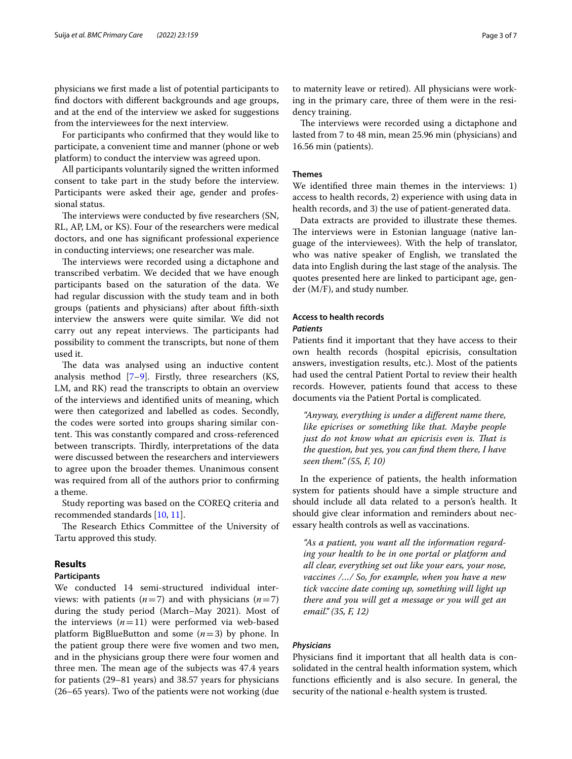physicians we first made a list of potential participants to find doctors with different backgrounds and age groups, and at the end of the interview we asked for suggestions from the interviewees for the next interview.

For participants who confirmed that they would like to participate, a convenient time and manner (phone or web platform) to conduct the interview was agreed upon.

All participants voluntarily signed the written informed consent to take part in the study before the interview. Participants were asked their age, gender and professional status.

The interviews were conducted by five researchers (SN, RL, AP, LM, or KS). Four of the researchers were medical doctors, and one has significant professional experience in conducting interviews; one researcher was male.

The interviews were recorded using a dictaphone and transcribed verbatim. We decided that we have enough participants based on the saturation of the data. We had regular discussion with the study team and in both groups (patients and physicians) after about fifth-sixth interview the answers were quite similar. We did not carry out any repeat interviews. The participants had possibility to comment the transcripts, but none of them used it.

The data was analysed using an inductive content analysis method [7–9]. Firstly, three researchers (KS, LM, and RK) read the transcripts to obtain an overview of the interviews and identified units of meaning, which were then categorized and labelled as codes. Secondly, the codes were sorted into groups sharing similar content. This was constantly compared and cross-referenced between transcripts. Thirdly, interpretations of the data were discussed between the researchers and interviewers to agree upon the broader themes. Unanimous consent was required from all of the authors prior to confirming a theme.

Study reporting was based on the COREQ criteria and recommended standards [10, 11].

The Research Ethics Committee of the University of Tartu approved this study.

## Results

### Participants

We conducted 14 semi-structured individual interviews: with patients ($n=7$) and with physicians ($n=7$) during the study period (March–May 2021). Most of the interviews ($n=11$) were performed via web-based platform BigBlueButton and some ($n=3$) by phone. In the patient group there were five women and two men, and in the physicians group there were four women and three men. The mean age of the subjects was 47.4 years for patients (29–81 years) and 38.57 years for physicians (26–65 years). Two of the patients were not working (due to maternity leave or retired). All physicians were working in the primary care, three of them were in the residency training.

The interviews were recorded using a dictaphone and lasted from 7 to 48 min, mean 25.96 min (physicians) and 16.56 min (patients).

### Themes

We identified three main themes in the interviews: 1) access to health records, 2) experience with using data in health records, and 3) the use of patient-generated data.

Data extracts are provided to illustrate these themes. The interviews were in Estonian language (native language of the interviewees). With the help of translator, who was native speaker of English, we translated the data into English during the last stage of the analysis. The quotes presented here are linked to participant age, gender (M/F), and study number.

### Access to health records

#### *Patients*

Patients find it important that they have access to their own health records (hospital epicrisis, consultation answers, investigation results, etc.). Most of the patients had used the central Patient Portal to review their health records. However, patients found that access to these documents via the Patient Portal is complicated.

> *"Anyway, everything is under a different name there, like epicrises or something like that. Maybe people just do not know what an epicrisis even is. That is the question, but yes, you can find them there, I have seen them." (55, F, 10)*

In the experience of patients, the health information system for patients should have a simple structure and should include all data related to a person's health. It should give clear information and reminders about necessary health controls as well as vaccinations.

> *"As a patient, you want all the information regarding your health to be in one portal or platform and all clear, everything set out like your ears, your nose, vaccines /…/ So, for example, when you have a new tick vaccine date coming up, something will light up there and you will get a message or you will get an email." (35, F, 12)*

#### *Physicians*

Physicians find it important that all health data is consolidated in the central health information system, which functions efficiently and is also secure. In general, the security of the national e-health system is trusted.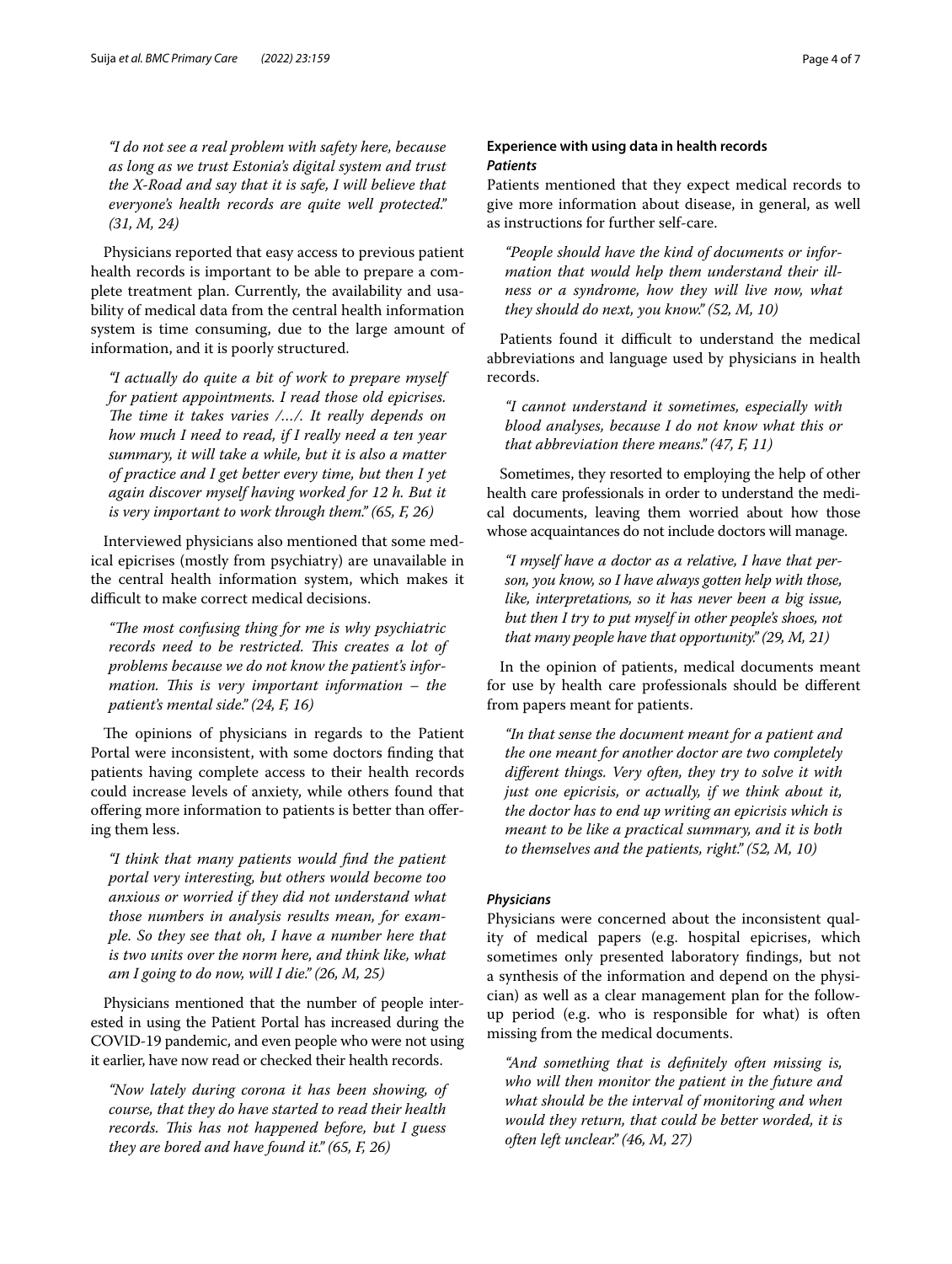*"I do not see a real problem with safety here, because as long as we trust Estonia's digital system and trust the X-Road and say that it is safe, I will believe that everyone's health records are quite well protected." (31, M, 24)*

Physicians reported that easy access to previous patient health records is important to be able to prepare a complete treatment plan. Currently, the availability and usability of medical data from the central health information system is time consuming, due to the large amount of information, and it is poorly structured.

*"I actually do quite a bit of work to prepare myself for patient appointments. I read those old epicrises. The time it takes varies /…/. It really depends on how much I need to read, if I really need a ten year summary, it will take a while, but it is also a matter of practice and I get better every time, but then I yet again discover myself having worked for 12 h. But it is very important to work through them." (65, F, 26)*

Interviewed physicians also mentioned that some medical epicrises (mostly from psychiatry) are unavailable in the central health information system, which makes it difficult to make correct medical decisions.

*"The most confusing thing for me is why psychiatric records need to be restricted. This creates a lot of problems because we do not know the patient's information. This is very important information – the patient's mental side." (24, F, 16)*

The opinions of physicians in regards to the Patient Portal were inconsistent, with some doctors finding that patients having complete access to their health records could increase levels of anxiety, while others found that offering more information to patients is better than offering them less.

*"I think that many patients would find the patient portal very interesting, but others would become too anxious or worried if they did not understand what those numbers in analysis results mean, for example. So they see that oh, I have a number here that is two units over the norm here, and think like, what am I going to do now, will I die." (26, M, 25)*

Physicians mentioned that the number of people interested in using the Patient Portal has increased during the COVID-19 pandemic, and even people who were not using it earlier, have now read or checked their health records.

*"Now lately during corona it has been showing, of course, that they do have started to read their health records. This has not happened before, but I guess they are bored and have found it." (65, F, 26)*

## Experience with using data in health records

### *Patients*

Patients mentioned that they expect medical records to give more information about disease, in general, as well as instructions for further self-care.

*"People should have the kind of documents or information that would help them understand their illness or a syndrome, how they will live now, what they should do next, you know." (52, M, 10)*

Patients found it difficult to understand the medical abbreviations and language used by physicians in health records.

*"I cannot understand it sometimes, especially with blood analyses, because I do not know what this or that abbreviation there means." (47, F, 11)*

Sometimes, they resorted to employing the help of other health care professionals in order to understand the medical documents, leaving them worried about how those whose acquaintances do not include doctors will manage.

*"I myself have a doctor as a relative, I have that person, you know, so I have always gotten help with those, like, interpretations, so it has never been a big issue, but then I try to put myself in other people's shoes, not that many people have that opportunity." (29, M, 21)*

In the opinion of patients, medical documents meant for use by health care professionals should be different from papers meant for patients.

*"In that sense the document meant for a patient and the one meant for another doctor are two completely different things. Very often, they try to solve it with just one epicrisis, or actually, if we think about it, the doctor has to end up writing an epicrisis which is meant to be like a practical summary, and it is both to themselves and the patients, right." (52, M, 10)*

### *Physicians*

Physicians were concerned about the inconsistent quality of medical papers (e.g. hospital epicrises, which sometimes only presented laboratory findings, but not a synthesis of the information and depend on the physician) as well as a clear management plan for the follow-up period (e.g. who is responsible for what) is often missing from the medical documents.

*"And something that is definitely often missing is, who will then monitor the patient in the future and what should be the interval of monitoring and when would they return, that could be better worded, it is often left unclear." (46, M, 27)*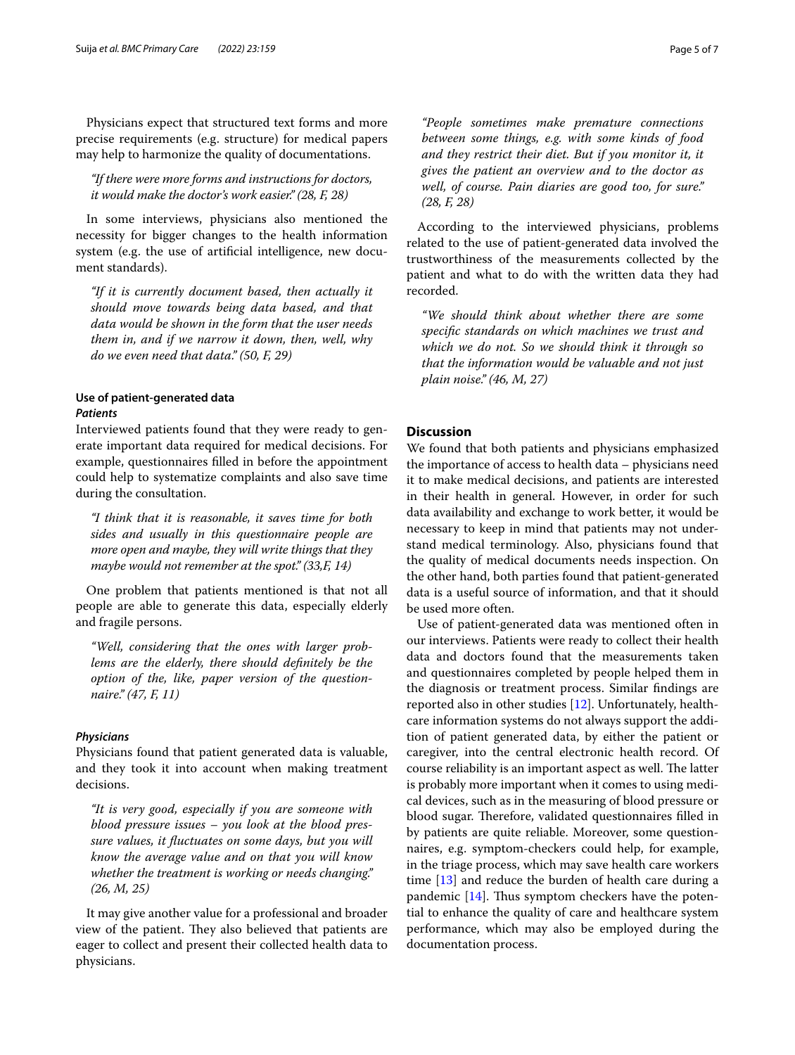Physicians expect that structured text forms and more precise requirements (e.g. structure) for medical papers may help to harmonize the quality of documentations.

> *"If there were more forms and instructions for doctors, it would make the doctor's work easier." (28, F, 28)*

In some interviews, physicians also mentioned the necessity for bigger changes to the health information system (e.g. the use of artificial intelligence, new document standards).

> *"If it is currently document based, then actually it should move towards being data based, and that data would be shown in the form that the user needs them in, and if we narrow it down, then, well, why do we even need that data." (50, F, 29)*

### Use of patient-generated data

#### *Patients*

Interviewed patients found that they were ready to generate important data required for medical decisions. For example, questionnaires filled in before the appointment could help to systematize complaints and also save time during the consultation.

> *"I think that it is reasonable, it saves time for both sides and usually in this questionnaire people are more open and maybe, they will write things that they maybe would not remember at the spot." (33,F, 14)*

One problem that patients mentioned is that not all people are able to generate this data, especially elderly and fragile persons.

> *"Well, considering that the ones with larger problems are the elderly, there should definitely be the option of the, like, paper version of the questionnaire." (47, F, 11)*

#### *Physicians*

Physicians found that patient generated data is valuable, and they took it into account when making treatment decisions.

> *"It is very good, especially if you are someone with blood pressure issues – you look at the blood pressure values, it fluctuates on some days, but you will know the average value and on that you will know whether the treatment is working or needs changing." (26, M, 25)*

It may give another value for a professional and broader view of the patient. They also believed that patients are eager to collect and present their collected health data to physicians.

> *"People sometimes make premature connections between some things, e.g. with some kinds of food and they restrict their diet. But if you monitor it, it gives the patient an overview and to the doctor as well, of course. Pain diaries are good too, for sure." (28, F, 28)*

According to the interviewed physicians, problems related to the use of patient-generated data involved the trustworthiness of the measurements collected by the patient and what to do with the written data they had recorded.

> *"We should think about whether there are some specific standards on which machines we trust and which we do not. So we should think it through so that the information would be valuable and not just plain noise." (46, M, 27)*

## Discussion

We found that both patients and physicians emphasized the importance of access to health data – physicians need it to make medical decisions, and patients are interested in their health in general. However, in order for such data availability and exchange to work better, it would be necessary to keep in mind that patients may not understand medical terminology. Also, physicians found that the quality of medical documents needs inspection. On the other hand, both parties found that patient-generated data is a useful source of information, and that it should be used more often.

Use of patient-generated data was mentioned often in our interviews. Patients were ready to collect their health data and doctors found that the measurements taken and questionnaires completed by people helped them in the diagnosis or treatment process. Similar findings are reported also in other studies [12]. Unfortunately, healthcare information systems do not always support the addition of patient generated data, by either the patient or caregiver, into the central electronic health record. Of course reliability is an important aspect as well. The latter is probably more important when it comes to using medical devices, such as in the measuring of blood pressure or blood sugar. Therefore, validated questionnaires filled in by patients are quite reliable. Moreover, some questionnaires, e.g. symptom-checkers could help, for example, in the triage process, which may save health care workers time [13] and reduce the burden of health care during a pandemic [14]. Thus symptom checkers have the potential to enhance the quality of care and healthcare system performance, which may also be employed during the documentation process.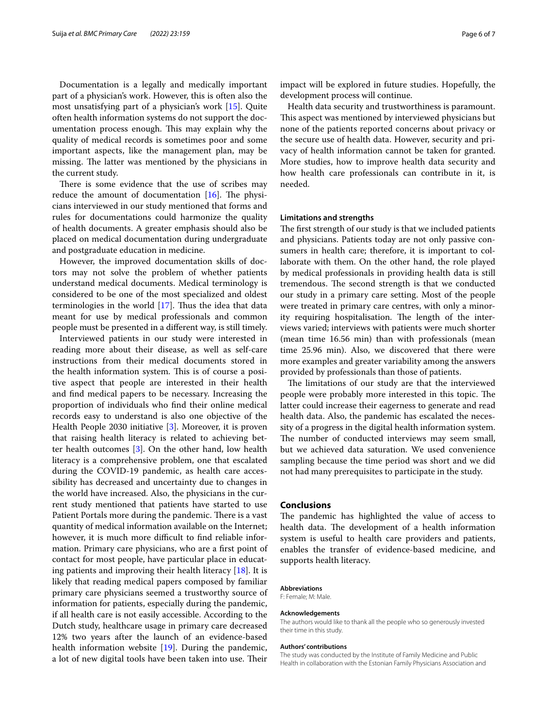Documentation is a legally and medically important part of a physician's work. However, this is often also the most unsatisfying part of a physician's work [15]. Quite often health information systems do not support the documentation process enough. This may explain why the quality of medical records is sometimes poor and some important aspects, like the management plan, may be missing. The latter was mentioned by the physicians in the current study.

There is some evidence that the use of scribes may reduce the amount of documentation [16]. The physicians interviewed in our study mentioned that forms and rules for documentations could harmonize the quality of health documents. A greater emphasis should also be placed on medical documentation during undergraduate and postgraduate education in medicine.

However, the improved documentation skills of doctors may not solve the problem of whether patients understand medical documents. Medical terminology is considered to be one of the most specialized and oldest terminologies in the world [17]. Thus the idea that data meant for use by medical professionals and common people must be presented in a different way, is still timely.

Interviewed patients in our study were interested in reading more about their disease, as well as self-care instructions from their medical documents stored in the health information system. This is of course a positive aspect that people are interested in their health and find medical papers to be necessary. Increasing the proportion of individuals who find their online medical records easy to understand is also one objective of the Health People 2030 initiative [3]. Moreover, it is proven that raising health literacy is related to achieving better health outcomes [3]. On the other hand, low health literacy is a comprehensive problem, one that escalated during the COVID-19 pandemic, as health care accessibility has decreased and uncertainty due to changes in the world have increased. Also, the physicians in the current study mentioned that patients have started to use Patient Portals more during the pandemic. There is a vast quantity of medical information available on the Internet; however, it is much more difficult to find reliable information. Primary care physicians, who are a first point of contact for most people, have particular place in educating patients and improving their health literacy [18]. It is likely that reading medical papers composed by familiar primary care physicians seemed a trustworthy source of information for patients, especially during the pandemic, if all health care is not easily accessible. According to the Dutch study, healthcare usage in primary care decreased 12% two years after the launch of an evidence-based health information website [19]. During the pandemic, a lot of new digital tools have been taken into use. Their impact will be explored in future studies. Hopefully, the development process will continue.

Health data security and trustworthiness is paramount. This aspect was mentioned by interviewed physicians but none of the patients reported concerns about privacy or the secure use of health data. However, security and privacy of health information cannot be taken for granted. More studies, how to improve health data security and how health care professionals can contribute in it, is needed.

### Limitations and strengths

The first strength of our study is that we included patients and physicians. Patients today are not only passive consumers in health care; therefore, it is important to collaborate with them. On the other hand, the role played by medical professionals in providing health data is still tremendous. The second strength is that we conducted our study in a primary care setting. Most of the people were treated in primary care centres, with only a minority requiring hospitalisation. The length of the interviews varied; interviews with patients were much shorter (mean time 16.56 min) than with professionals (mean time 25.96 min). Also, we discovered that there were more examples and greater variability among the answers provided by professionals than those of patients.

The limitations of our study are that the interviewed people were probably more interested in this topic. The latter could increase their eagerness to generate and read health data. Also, the pandemic has escalated the necessity of a progress in the digital health information system. The number of conducted interviews may seem small, but we achieved data saturation. We used convenience sampling because the time period was short and we did not had many prerequisites to participate in the study.

## Conclusions

The pandemic has highlighted the value of access to health data. The development of a health information system is useful to health care providers and patients, enables the transfer of evidence-based medicine, and supports health literacy.

#### Abbreviations

F: Female; M: Male.

#### Acknowledgements

The authors would like to thank all the people who so generously invested their time in this study.

#### Authors' contributions

The study was conducted by the Institute of Family Medicine and Public Health in collaboration with the Estonian Family Physicians Association and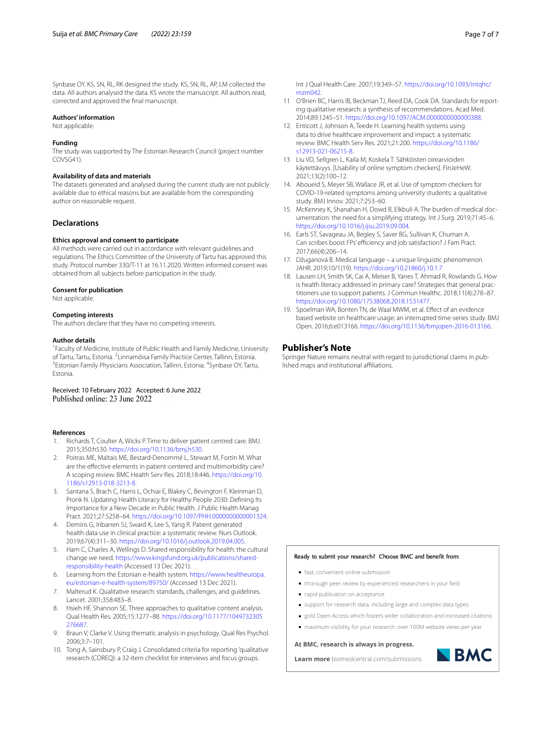Synbase OY. KS, SN, RL, RK designed the study. KS, SN, RL, AP, LM collected the data. All authors analysed the data. KS wrote the manuscript. All authors read, corrected and approved the final manuscript.

### Authors' information

Not applicable.

### Funding

The study was supported by The Estonian Research Council (project number COVSG41).

### Availability of data and materials

The datasets generated and analysed during the current study are not publicly available due to ethical reasons but are available from the corresponding author on reasonable request.

## Declarations

### Ethics approval and consent to participate

All methods were carried out in accordance with relevant guidelines and regulations. The Ethics Committee of the University of Tartu has approved this study. Protocol number 330/T-11 at 16.11.2020. Written informed consent was obtained from all subjects before participation in the study.

### Consent for publication

Not applicable.

### Competing interests

The authors declare that they have no competing interests.

### Author details

[1]Faculty of Medicine, Institute of Public Health and Family Medicine, University of Tartu, Tartu, Estonia. [2]Linnamõisa Family Practice Center, Tallinn, Estonia. [3]Estonian Family Physicians Association, Tallinn, Estonia. [4]Synbase OY, Tartu, Estonia.

Received: 10 February 2022 Accepted: 6 June 2022
Published online: 23 June 2022

### References

1. Richards T, Coulter A, Wicks P. Time to deliver patient centred care. BMJ. 2015;350:h530. https://doi.org/10.1136/bmj.h530.
2. Poitras ME, Maltais ME, Bestard-Denommé L, Stewart M, Fortin M. What are the effective elements in patient-centered and multimorbidity care? A scoping review. BMC Health Serv Res. 2018;18:446. https://doi.org/10.1186/s12913-018-3213-8.
3. Santana S, Brach C, Harris L, Ochiai E, Blakey C, Bevington F, Kleinman D, Pronk N. Updating Health Literacy for Healthy People 2030: Defining Its Importance for a New Decade in Public Health. J Public Health Manag Pract. 2021;27:S258–64. https://doi.org/10.1097/PHH.0000000000001324.
4. Demiris G, Iribarren SJ, Sward K, Lee S, Yang R. Patient generated health data use in clinical practice: a systematic review. Nurs Outlook. 2019;67(4):311–30. https://doi.org/10.1016/j.outlook.2019.04.005.
5. Ham C, Charles A, Wellings D. Shared responsibility for health: the cultural change we need. https://www.kingsfund.org.uk/publications/shared-responsibility-health (Accessed 13 Dec 2021).
6. Learning from the Estonian e-health system. https://www.healtheuropa.eu/estonian-e-health-system/89750/ (Accessed 13 Dec 2021).
7. Malterud K. Qualitative research: standards, challenges, and guidelines. Lancet. 2001;358:483–8.
8. Hsieh HF, Shannon SE. Three approaches to qualitative content analysis. Qual Health Res. 2005;15:1277–88. https://doi.org/10.1177/1049732305276687.
9. Braun V, Clarke V. Using thematic analysis in psychology. Qual Res Psychol. 2006;3:7–101.
10. Tong A, Sainsbury P, Craig J. Consolidated criteria for reporting 'qualitative research (COREQ): a 32-item checklist for interviews and focus groups. Int J Qual Health Care. 2007;19:349–57. https://doi.org/10.1093/intqhc/mzm042.
11. O'Brien BC, Harris IB, Beckman TJ, Reed DA, Cook DA. Standards for reporting qualitative research: a synthesis of recommendations. Acad Med. 2014;89:1245–51. https://doi.org/10.1097/ACM.0000000000000388.
12. Enticott J, Johnson A, Teede H. Learning health systems using data to drive healthcare improvement and impact: a systematic review. BMC Health Serv Res. 2021;21:200. https://doi.org/10.1186/s12913-021-06215-8.
13. Liu VD, Sellgren L, Kaila M, Koskela T. Sähköisten oirearvioiden käytettävyys. [Usability of online symptom checkers]. FinJeHeW. 2021;13(2):100–12.
14. Aboueid S, Meyer SB, Wallace JR, et al. Use of symptom checkers for COVID-19-related symptoms among university students: a qualitative study. BMJ Innov. 2021;7:253–60.
15. McKenney K, Shanahan H, Dowd B, Elkbuli A. The burden of medical documentation: the need for a simplifying strategy. Int J Surg. 2019;71:45–6. https://doi.org/10.1016/j.ijsu.2019.09.004.
16. Earls ST, Savageau JA, Begley S, Saver BG, Sullivan K, Chuman A. Can scribes boost FPs' efficiency and job satisfaction? J Fam Pract. 2017;66(4):206–14.
17. Džuganová B. Medical language – a unique linguistic phenomenon. JAHR. 2019;10/1(19). https://doi.org/10.21860/j.10.1.7
18. Lausen LH, Smith SK, Cai A, Meiser B, Yanes T, Ahmad R, Rowlands G. How is health literacy addressed in primary care? Strategies that general practitioners use to support patients. J Commun Healthc. 2018;11(4):278–87. https://doi.org/10.1080/17538068.2018.1531477.
19. Spoelman WA, Bonten TN, de Waal MWM, et al. Effect of an evidence based website on healthcare usage: an interrupted time-series study. BMJ Open. 2016;6:e013166. https://doi.org/10.1136/bmjopen-2016-013166.

## Publisher's Note

Springer Nature remains neutral with regard to jurisdictional claims in published maps and institutional affiliations.

Ready to submit your research? Choose BMC and benefit from:

- fast, convenient online submission
- thorough peer review by experienced researchers in your field
- rapid publication on acceptance
- support for research data, including large and complex data types
- gold Open Access which fosters wider collaboration and increased citations
- maximum visibility for your research: over 100M website views per year

**At BMC, research is always in progress.**

**Learn more** biomedcentral.com/submissions